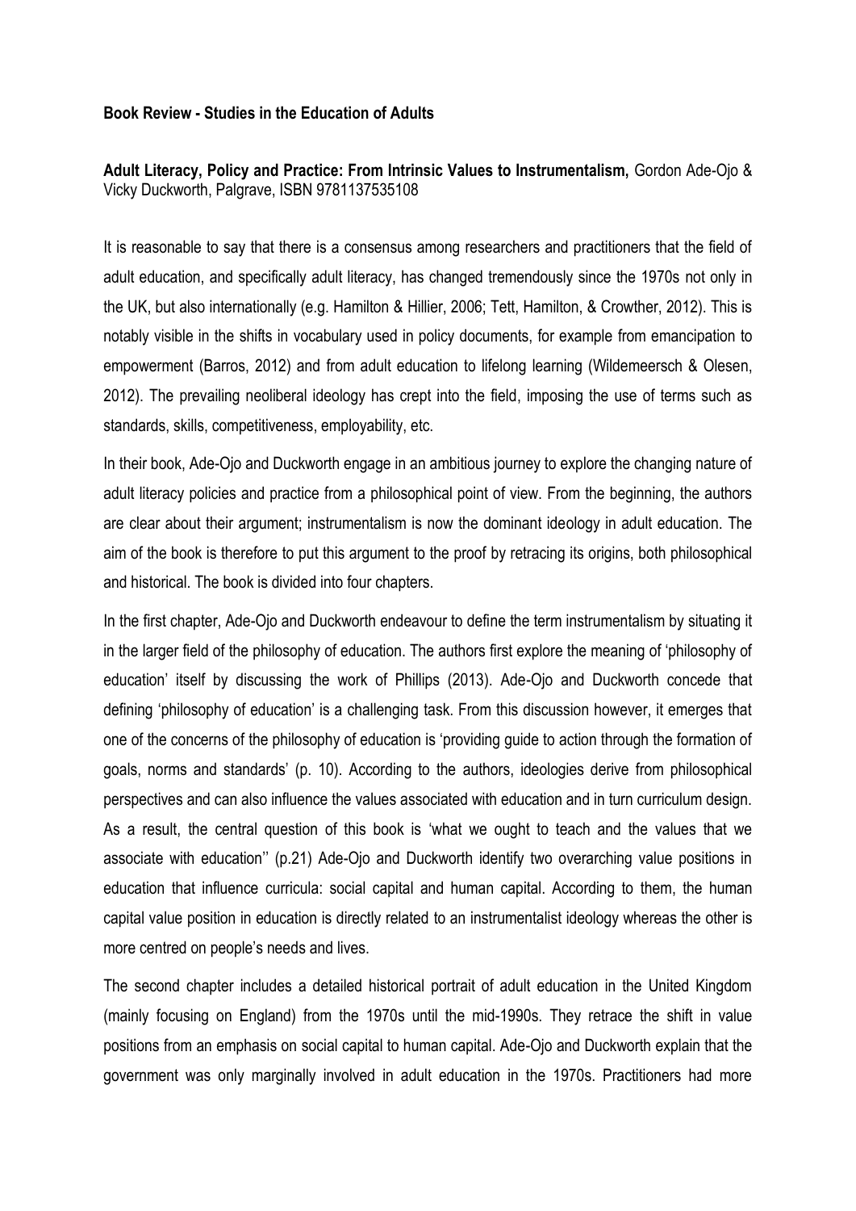**Book Review - Studies in the Education of Adults**

**Adult Literacy, Policy and Practice: From Intrinsic Values to Instrumentalism,** Gordon Ade-Ojo & Vicky Duckworth, Palgrave, ISBN 9781137535108

It is reasonable to say that there is a consensus among researchers and practitioners that the field of adult education, and specifically adult literacy, has changed tremendously since the 1970s not only in the UK, but also internationally (e.g. Hamilton & Hillier, 2006; Tett, Hamilton, & Crowther, 2012). This is notably visible in the shifts in vocabulary used in policy documents, for example from emancipation to empowerment (Barros, 2012) and from adult education to lifelong learning (Wildemeersch & Olesen, 2012). The prevailing neoliberal ideology has crept into the field, imposing the use of terms such as standards, skills, competitiveness, employability, etc.

In their book, Ade-Ojo and Duckworth engage in an ambitious journey to explore the changing nature of adult literacy policies and practice from a philosophical point of view. From the beginning, the authors are clear about their argument; instrumentalism is now the dominant ideology in adult education. The aim of the book is therefore to put this argument to the proof by retracing its origins, both philosophical and historical. The book is divided into four chapters.

In the first chapter, Ade-Ojo and Duckworth endeavour to define the term instrumentalism by situating it in the larger field of the philosophy of education. The authors first explore the meaning of 'philosophy of education' itself by discussing the work of Phillips (2013). Ade-Ojo and Duckworth concede that defining 'philosophy of education' is a challenging task. From this discussion however, it emerges that one of the concerns of the philosophy of education is 'providing guide to action through the formation of goals, norms and standards' (p. 10). According to the authors, ideologies derive from philosophical perspectives and can also influence the values associated with education and in turn curriculum design. As a result, the central question of this book is 'what we ought to teach and the values that we associate with education'' (p.21) Ade-Ojo and Duckworth identify two overarching value positions in education that influence curricula: social capital and human capital. According to them, the human capital value position in education is directly related to an instrumentalist ideology whereas the other is more centred on people's needs and lives.

The second chapter includes a detailed historical portrait of adult education in the United Kingdom (mainly focusing on England) from the 1970s until the mid-1990s. They retrace the shift in value positions from an emphasis on social capital to human capital. Ade-Ojo and Duckworth explain that the government was only marginally involved in adult education in the 1970s. Practitioners had more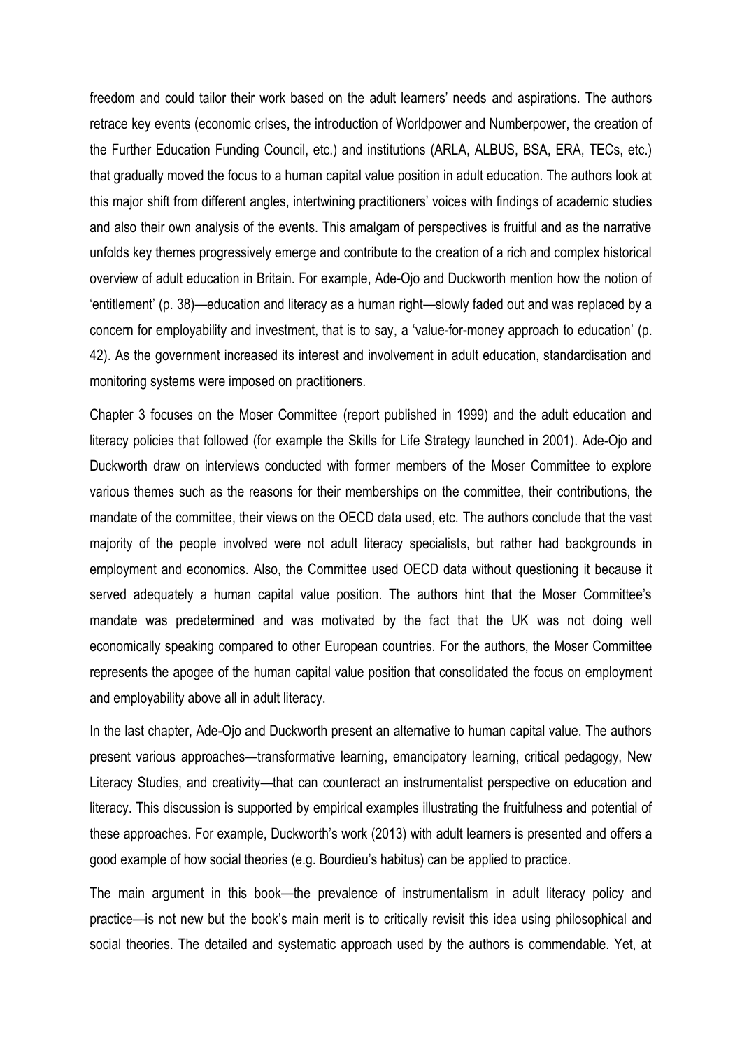freedom and could tailor their work based on the adult learners' needs and aspirations. The authors retrace key events (economic crises, the introduction of Worldpower and Numberpower, the creation of the Further Education Funding Council, etc.) and institutions (ARLA, ALBUS, BSA, ERA, TECs, etc.) that gradually moved the focus to a human capital value position in adult education. The authors look at this major shift from different angles, intertwining practitioners' voices with findings of academic studies and also their own analysis of the events. This amalgam of perspectives is fruitful and as the narrative unfolds key themes progressively emerge and contribute to the creation of a rich and complex historical overview of adult education in Britain. For example, Ade-Ojo and Duckworth mention how the notion of 'entitlement' (p. 38)—education and literacy as a human right—slowly faded out and was replaced by a concern for employability and investment, that is to say, a 'value-for-money approach to education' (p. 42). As the government increased its interest and involvement in adult education, standardisation and monitoring systems were imposed on practitioners.

Chapter 3 focuses on the Moser Committee (report published in 1999) and the adult education and literacy policies that followed (for example the Skills for Life Strategy launched in 2001). Ade-Ojo and Duckworth draw on interviews conducted with former members of the Moser Committee to explore various themes such as the reasons for their memberships on the committee, their contributions, the mandate of the committee, their views on the OECD data used, etc. The authors conclude that the vast majority of the people involved were not adult literacy specialists, but rather had backgrounds in employment and economics. Also, the Committee used OECD data without questioning it because it served adequately a human capital value position. The authors hint that the Moser Committee's mandate was predetermined and was motivated by the fact that the UK was not doing well economically speaking compared to other European countries. For the authors, the Moser Committee represents the apogee of the human capital value position that consolidated the focus on employment and employability above all in adult literacy.

In the last chapter, Ade-Ojo and Duckworth present an alternative to human capital value. The authors present various approaches—transformative learning, emancipatory learning, critical pedagogy, New Literacy Studies, and creativity—that can counteract an instrumentalist perspective on education and literacy. This discussion is supported by empirical examples illustrating the fruitfulness and potential of these approaches. For example, Duckworth's work (2013) with adult learners is presented and offers a good example of how social theories (e.g. Bourdieu's habitus) can be applied to practice.

The main argument in this book—the prevalence of instrumentalism in adult literacy policy and practice—is not new but the book's main merit is to critically revisit this idea using philosophical and social theories. The detailed and systematic approach used by the authors is commendable. Yet, at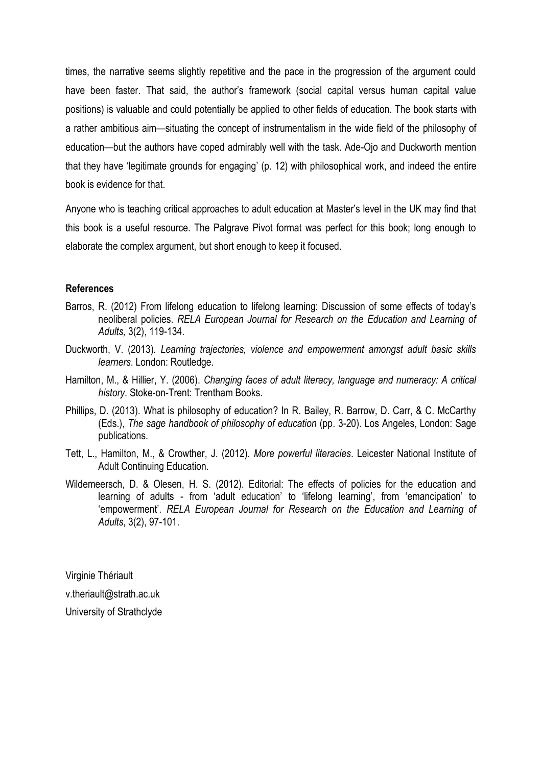times, the narrative seems slightly repetitive and the pace in the progression of the argument could have been faster. That said, the author's framework (social capital versus human capital value positions) is valuable and could potentially be applied to other fields of education. The book starts with a rather ambitious aim—situating the concept of instrumentalism in the wide field of the philosophy of education—but the authors have coped admirably well with the task. Ade-Ojo and Duckworth mention that they have 'legitimate grounds for engaging' (p. 12) with philosophical work, and indeed the entire book is evidence for that.

Anyone who is teaching critical approaches to adult education at Master's level in the UK may find that this book is a useful resource. The Palgrave Pivot format was perfect for this book; long enough to elaborate the complex argument, but short enough to keep it focused.

**References**

Barros, R. (2012) From lifelong education to lifelong learning: Discussion of some effects of today's neoliberal policies. *RELA European Journal for Research on the Education and Learning of Adults,* 3(2), 119-134.

Duckworth, V. (2013). *Learning trajectories, violence and empowerment amongst adult basic skills learners*. London: Routledge.

Hamilton, M., & Hillier, Y. (2006). *Changing faces of adult literacy, language and numeracy: A critical history*. Stoke-on-Trent: Trentham Books.

Phillips, D. (2013). What is philosophy of education? In R. Bailey, R. Barrow, D. Carr, & C. McCarthy (Eds.), *The sage handbook of philosophy of education* (pp. 3-20). Los Angeles, London: Sage publications.

Tett, L., Hamilton, M., & Crowther, J. (2012). *More powerful literacies*. Leicester National Institute of Adult Continuing Education.

Wildemeersch, D. & Olesen, H. S. (2012). Editorial: The effects of policies for the education and learning of adults - from 'adult education' to 'lifelong learning', from 'emancipation' to 'empowerment'. *RELA European Journal for Research on the Education and Learning of Adults*, 3(2), 97-101.

Virginie Thériault

v.theriault@strath.ac.uk

University of Strathclyde